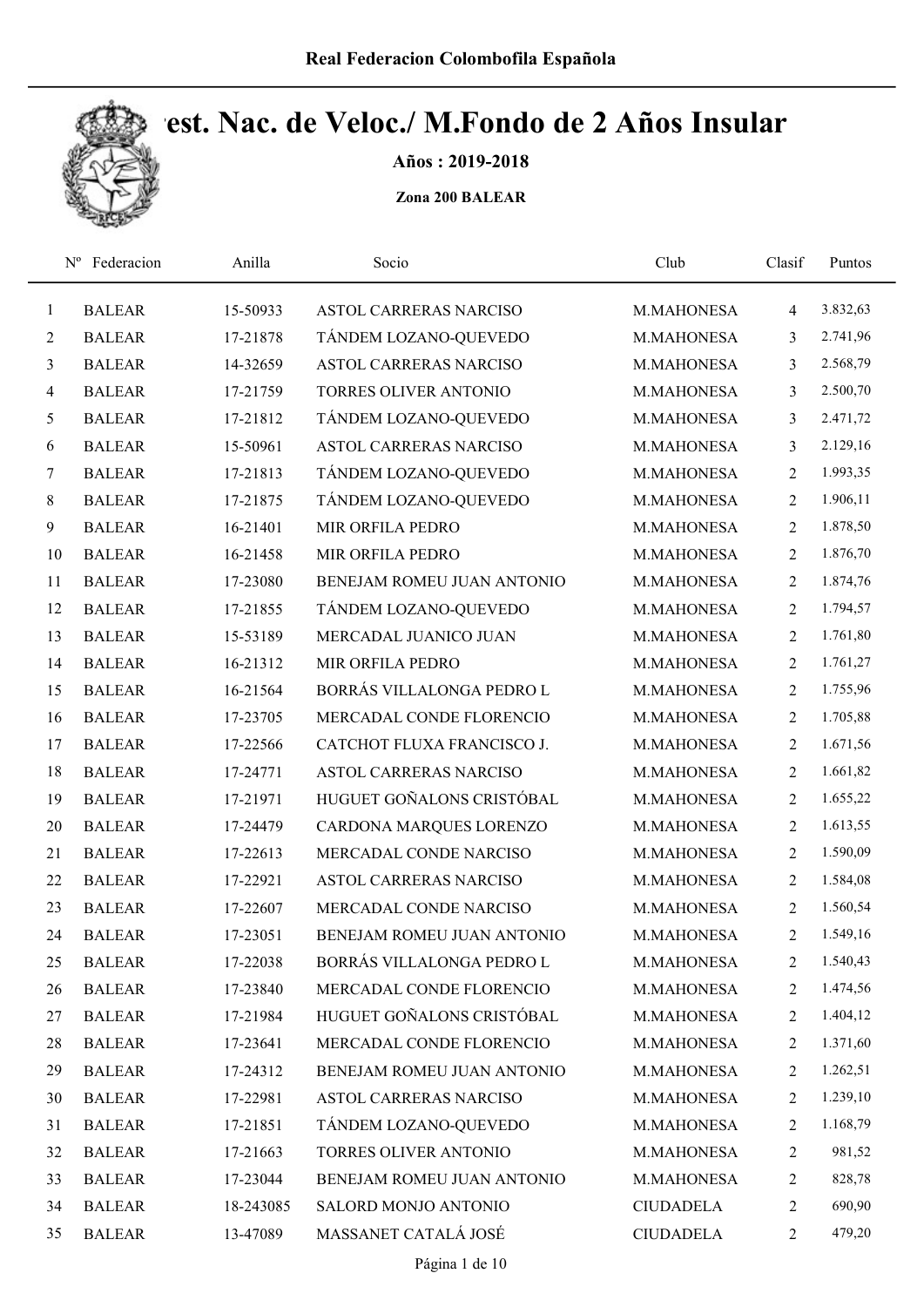Real Federacion Colombofila Española

# est. Nac. de Veloc./ M.Fondo de 2 Años Insular

**Años : 2019-2018**

**Zona 200 BALEAR**

| Nº | Federacion | Anilla | Socio | Club | Clasif | Puntos |
|---|---|---|---|---|---|---|
| 1 | BALEAR | 15-50933 | ASTOL CARRERAS NARCISO | M.MAHONESA | 4 | 3.832,63 |
| 2 | BALEAR | 17-21878 | TÁNDEM LOZANO-QUEVEDO | M.MAHONESA | 3 | 2.741,96 |
| 3 | BALEAR | 14-32659 | ASTOL CARRERAS NARCISO | M.MAHONESA | 3 | 2.568,79 |
| 4 | BALEAR | 17-21759 | TORRES OLIVER ANTONIO | M.MAHONESA | 3 | 2.500,70 |
| 5 | BALEAR | 17-21812 | TÁNDEM LOZANO-QUEVEDO | M.MAHONESA | 3 | 2.471,72 |
| 6 | BALEAR | 15-50961 | ASTOL CARRERAS NARCISO | M.MAHONESA | 3 | 2.129,16 |
| 7 | BALEAR | 17-21813 | TÁNDEM LOZANO-QUEVEDO | M.MAHONESA | 2 | 1.993,35 |
| 8 | BALEAR | 17-21875 | TÁNDEM LOZANO-QUEVEDO | M.MAHONESA | 2 | 1.906,11 |
| 9 | BALEAR | 16-21401 | MIR ORFILA PEDRO | M.MAHONESA | 2 | 1.878,50 |
| 10 | BALEAR | 16-21458 | MIR ORFILA PEDRO | M.MAHONESA | 2 | 1.876,70 |
| 11 | BALEAR | 17-23080 | BENEJAM ROMEU JUAN ANTONIO | M.MAHONESA | 2 | 1.874,76 |
| 12 | BALEAR | 17-21855 | TÁNDEM LOZANO-QUEVEDO | M.MAHONESA | 2 | 1.794,57 |
| 13 | BALEAR | 15-53189 | MERCADAL JUANICO JUAN | M.MAHONESA | 2 | 1.761,80 |
| 14 | BALEAR | 16-21312 | MIR ORFILA PEDRO | M.MAHONESA | 2 | 1.761,27 |
| 15 | BALEAR | 16-21564 | BORRÁS VILLALONGA PEDRO L | M.MAHONESA | 2 | 1.755,96 |
| 16 | BALEAR | 17-23705 | MERCADAL CONDE FLORENCIO | M.MAHONESA | 2 | 1.705,88 |
| 17 | BALEAR | 17-22566 | CATCHOT FLUXA FRANCISCO J. | M.MAHONESA | 2 | 1.671,56 |
| 18 | BALEAR | 17-24771 | ASTOL CARRERAS NARCISO | M.MAHONESA | 2 | 1.661,82 |
| 19 | BALEAR | 17-21971 | HUGUET GOÑALONS CRISTÓBAL | M.MAHONESA | 2 | 1.655,22 |
| 20 | BALEAR | 17-24479 | CARDONA MARQUES LORENZO | M.MAHONESA | 2 | 1.613,55 |
| 21 | BALEAR | 17-22613 | MERCADAL CONDE NARCISO | M.MAHONESA | 2 | 1.590,09 |
| 22 | BALEAR | 17-22921 | ASTOL CARRERAS NARCISO | M.MAHONESA | 2 | 1.584,08 |
| 23 | BALEAR | 17-22607 | MERCADAL CONDE NARCISO | M.MAHONESA | 2 | 1.560,54 |
| 24 | BALEAR | 17-23051 | BENEJAM ROMEU JUAN ANTONIO | M.MAHONESA | 2 | 1.549,16 |
| 25 | BALEAR | 17-22038 | BORRÁS VILLALONGA PEDRO L | M.MAHONESA | 2 | 1.540,43 |
| 26 | BALEAR | 17-23840 | MERCADAL CONDE FLORENCIO | M.MAHONESA | 2 | 1.474,56 |
| 27 | BALEAR | 17-21984 | HUGUET GOÑALONS CRISTÓBAL | M.MAHONESA | 2 | 1.404,12 |
| 28 | BALEAR | 17-23641 | MERCADAL CONDE FLORENCIO | M.MAHONESA | 2 | 1.371,60 |
| 29 | BALEAR | 17-24312 | BENEJAM ROMEU JUAN ANTONIO | M.MAHONESA | 2 | 1.262,51 |
| 30 | BALEAR | 17-22981 | ASTOL CARRERAS NARCISO | M.MAHONESA | 2 | 1.239,10 |
| 31 | BALEAR | 17-21851 | TÁNDEM LOZANO-QUEVEDO | M.MAHONESA | 2 | 1.168,79 |
| 32 | BALEAR | 17-21663 | TORRES OLIVER ANTONIO | M.MAHONESA | 2 | 981,52 |
| 33 | BALEAR | 17-23044 | BENEJAM ROMEU JUAN ANTONIO | M.MAHONESA | 2 | 828,78 |
| 34 | BALEAR | 18-243085 | SALORD MONJO ANTONIO | CIUDADELA | 2 | 690,90 |
| 35 | BALEAR | 13-47089 | MASSANET CATALÁ JOSÉ | CIUDADELA | 2 | 479,20 |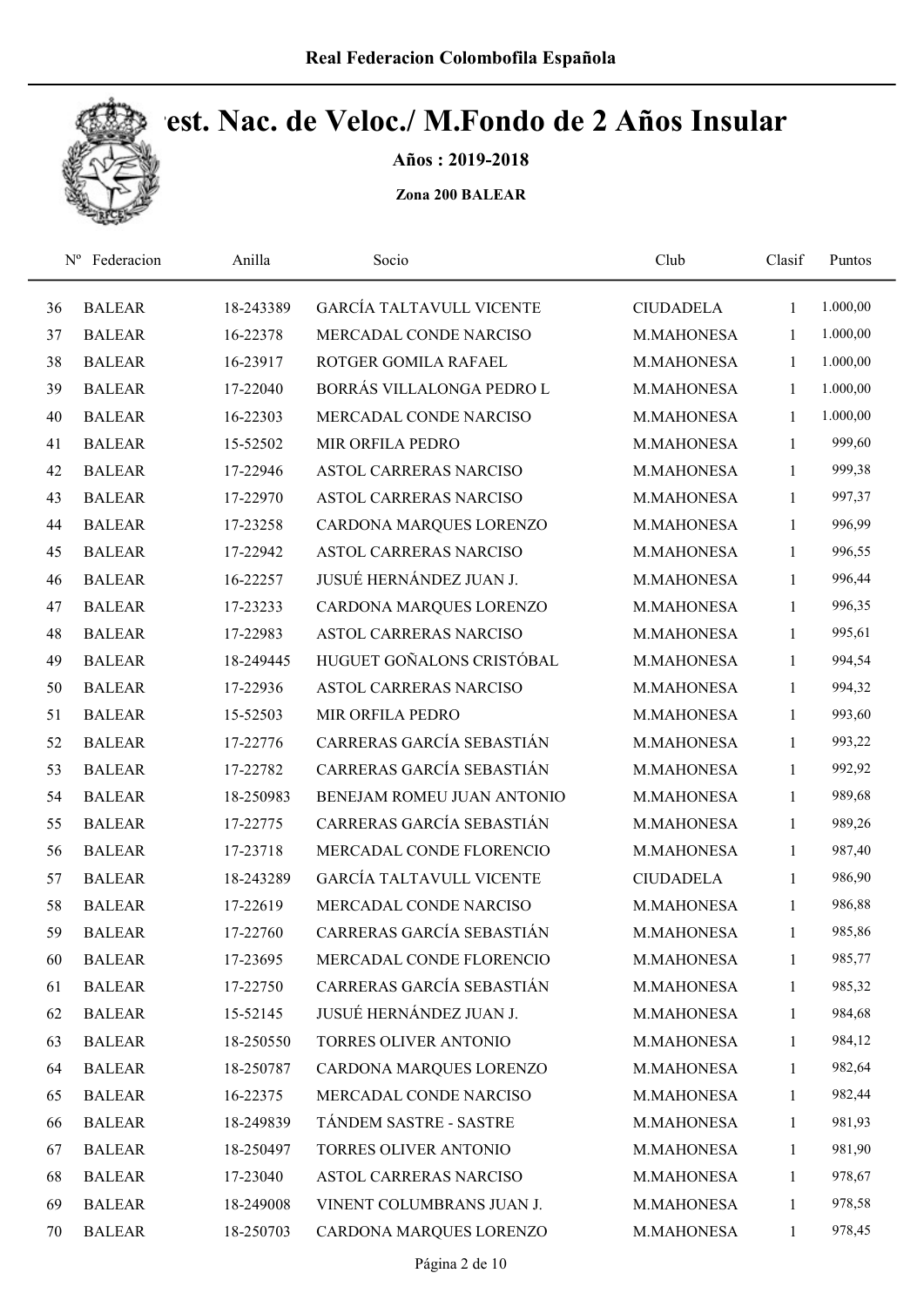Real Federacion Colombofila Española

# Campeonato Nac. de Veloc./ M.Fondo de 2 Años Insular

**Años : 2019-2018**

**Zona 200 BALEAR**

| Nº | Federacion | Anilla | Socio | Club | Clasif | Puntos |
|---|---|---|---|---|---|---|
| 36 | BALEAR | 18-243389 | GARCÍA TALTAVULL VICENTE | CIUDADELA | 1 | 1.000,00 |
| 37 | BALEAR | 16-22378 | MERCADAL CONDE NARCISO | M.MAHONESA | 1 | 1.000,00 |
| 38 | BALEAR | 16-23917 | ROTGER GOMILA RAFAEL | M.MAHONESA | 1 | 1.000,00 |
| 39 | BALEAR | 17-22040 | BORRÁS VILLALONGA PEDRO L | M.MAHONESA | 1 | 1.000,00 |
| 40 | BALEAR | 16-22303 | MERCADAL CONDE NARCISO | M.MAHONESA | 1 | 1.000,00 |
| 41 | BALEAR | 15-52502 | MIR ORFILA PEDRO | M.MAHONESA | 1 | 999,60 |
| 42 | BALEAR | 17-22946 | ASTOL CARRERAS NARCISO | M.MAHONESA | 1 | 999,38 |
| 43 | BALEAR | 17-22970 | ASTOL CARRERAS NARCISO | M.MAHONESA | 1 | 997,37 |
| 44 | BALEAR | 17-23258 | CARDONA MARQUES LORENZO | M.MAHONESA | 1 | 996,99 |
| 45 | BALEAR | 17-22942 | ASTOL CARRERAS NARCISO | M.MAHONESA | 1 | 996,55 |
| 46 | BALEAR | 16-22257 | JUSUÉ HERNÁNDEZ JUAN J. | M.MAHONESA | 1 | 996,44 |
| 47 | BALEAR | 17-23233 | CARDONA MARQUES LORENZO | M.MAHONESA | 1 | 996,35 |
| 48 | BALEAR | 17-22983 | ASTOL CARRERAS NARCISO | M.MAHONESA | 1 | 995,61 |
| 49 | BALEAR | 18-249445 | HUGUET GOÑALONS CRISTÓBAL | M.MAHONESA | 1 | 994,54 |
| 50 | BALEAR | 17-22936 | ASTOL CARRERAS NARCISO | M.MAHONESA | 1 | 994,32 |
| 51 | BALEAR | 15-52503 | MIR ORFILA PEDRO | M.MAHONESA | 1 | 993,60 |
| 52 | BALEAR | 17-22776 | CARRERAS GARCÍA SEBASTIÁN | M.MAHONESA | 1 | 993,22 |
| 53 | BALEAR | 17-22782 | CARRERAS GARCÍA SEBASTIÁN | M.MAHONESA | 1 | 992,92 |
| 54 | BALEAR | 18-250983 | BENEJAM ROMEU JUAN ANTONIO | M.MAHONESA | 1 | 989,68 |
| 55 | BALEAR | 17-22775 | CARRERAS GARCÍA SEBASTIÁN | M.MAHONESA | 1 | 989,26 |
| 56 | BALEAR | 17-23718 | MERCADAL CONDE FLORENCIO | M.MAHONESA | 1 | 987,40 |
| 57 | BALEAR | 18-243289 | GARCÍA TALTAVULL VICENTE | CIUDADELA | 1 | 986,90 |
| 58 | BALEAR | 17-22619 | MERCADAL CONDE NARCISO | M.MAHONESA | 1 | 986,88 |
| 59 | BALEAR | 17-22760 | CARRERAS GARCÍA SEBASTIÁN | M.MAHONESA | 1 | 985,86 |
| 60 | BALEAR | 17-23695 | MERCADAL CONDE FLORENCIO | M.MAHONESA | 1 | 985,77 |
| 61 | BALEAR | 17-22750 | CARRERAS GARCÍA SEBASTIÁN | M.MAHONESA | 1 | 985,32 |
| 62 | BALEAR | 15-52145 | JUSUÉ HERNÁNDEZ JUAN J. | M.MAHONESA | 1 | 984,68 |
| 63 | BALEAR | 18-250550 | TORRES OLIVER ANTONIO | M.MAHONESA | 1 | 984,12 |
| 64 | BALEAR | 18-250787 | CARDONA MARQUES LORENZO | M.MAHONESA | 1 | 982,64 |
| 65 | BALEAR | 16-22375 | MERCADAL CONDE NARCISO | M.MAHONESA | 1 | 982,44 |
| 66 | BALEAR | 18-249839 | TÁNDEM SASTRE - SASTRE | M.MAHONESA | 1 | 981,93 |
| 67 | BALEAR | 18-250497 | TORRES OLIVER ANTONIO | M.MAHONESA | 1 | 981,90 |
| 68 | BALEAR | 17-23040 | ASTOL CARRERAS NARCISO | M.MAHONESA | 1 | 978,67 |
| 69 | BALEAR | 18-249008 | VINENT COLUMBRANS JUAN J. | M.MAHONESA | 1 | 978,58 |
| 70 | BALEAR | 18-250703 | CARDONA MARQUES LORENZO | M.MAHONESA | 1 | 978,45 |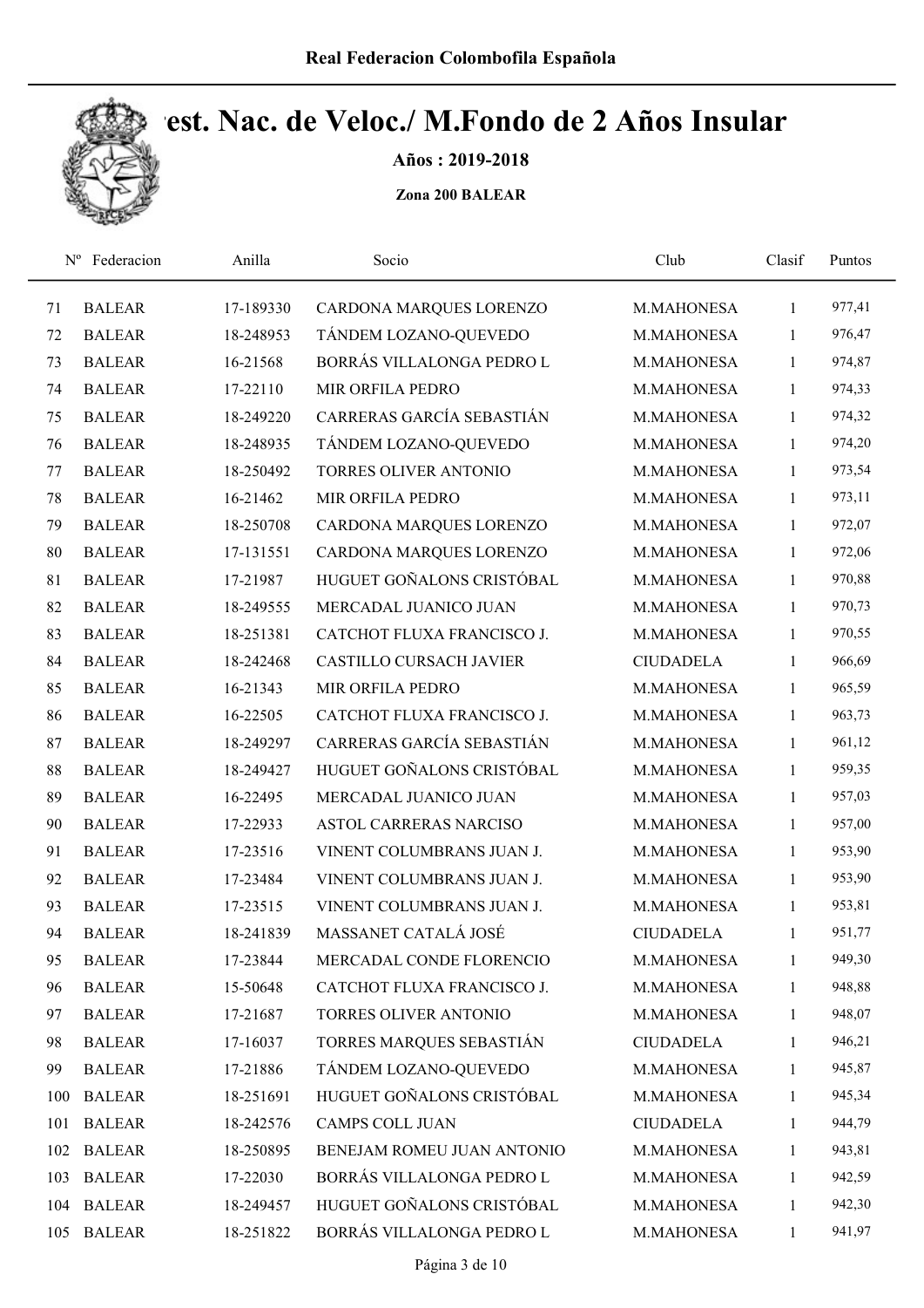# Camp. Nac. de Veloc./ M.Fondo de 2 Años Insular

**Años : 2019-2018**

**Zona 200 BALEAR**

| Nº | Federacion | Anilla | Socio | Club | Clasif | Puntos |
|---|---|---|---|---|---|---|
| 71 | BALEAR | 17-189330 | CARDONA MARQUES LORENZO | M.MAHONESA | 1 | 977,41 |
| 72 | BALEAR | 18-248953 | TÁNDEM LOZANO-QUEVEDO | M.MAHONESA | 1 | 976,47 |
| 73 | BALEAR | 16-21568 | BORRÁS VILLALONGA PEDRO L | M.MAHONESA | 1 | 974,87 |
| 74 | BALEAR | 17-22110 | MIR ORFILA PEDRO | M.MAHONESA | 1 | 974,33 |
| 75 | BALEAR | 18-249220 | CARRERAS GARCÍA SEBASTIÁN | M.MAHONESA | 1 | 974,32 |
| 76 | BALEAR | 18-248935 | TÁNDEM LOZANO-QUEVEDO | M.MAHONESA | 1 | 974,20 |
| 77 | BALEAR | 18-250492 | TORRES OLIVER ANTONIO | M.MAHONESA | 1 | 973,54 |
| 78 | BALEAR | 16-21462 | MIR ORFILA PEDRO | M.MAHONESA | 1 | 973,11 |
| 79 | BALEAR | 18-250708 | CARDONA MARQUES LORENZO | M.MAHONESA | 1 | 972,07 |
| 80 | BALEAR | 17-131551 | CARDONA MARQUES LORENZO | M.MAHONESA | 1 | 972,06 |
| 81 | BALEAR | 17-21987 | HUGUET GOÑALONS CRISTÓBAL | M.MAHONESA | 1 | 970,88 |
| 82 | BALEAR | 18-249555 | MERCADAL JUANICO JUAN | M.MAHONESA | 1 | 970,73 |
| 83 | BALEAR | 18-251381 | CATCHOT FLUXA FRANCISCO J. | M.MAHONESA | 1 | 970,55 |
| 84 | BALEAR | 18-242468 | CASTILLO CURSACH JAVIER | CIUDADELA | 1 | 966,69 |
| 85 | BALEAR | 16-21343 | MIR ORFILA PEDRO | M.MAHONESA | 1 | 965,59 |
| 86 | BALEAR | 16-22505 | CATCHOT FLUXA FRANCISCO J. | M.MAHONESA | 1 | 963,73 |
| 87 | BALEAR | 18-249297 | CARRERAS GARCÍA SEBASTIÁN | M.MAHONESA | 1 | 961,12 |
| 88 | BALEAR | 18-249427 | HUGUET GOÑALONS CRISTÓBAL | M.MAHONESA | 1 | 959,35 |
| 89 | BALEAR | 16-22495 | MERCADAL JUANICO JUAN | M.MAHONESA | 1 | 957,03 |
| 90 | BALEAR | 17-22933 | ASTOL CARRERAS NARCISO | M.MAHONESA | 1 | 957,00 |
| 91 | BALEAR | 17-23516 | VINENT COLUMBRANS JUAN J. | M.MAHONESA | 1 | 953,90 |
| 92 | BALEAR | 17-23484 | VINENT COLUMBRANS JUAN J. | M.MAHONESA | 1 | 953,90 |
| 93 | BALEAR | 17-23515 | VINENT COLUMBRANS JUAN J. | M.MAHONESA | 1 | 953,81 |
| 94 | BALEAR | 18-241839 | MASSANET CATALÁ JOSÉ | CIUDADELA | 1 | 951,77 |
| 95 | BALEAR | 17-23844 | MERCADAL CONDE FLORENCIO | M.MAHONESA | 1 | 949,30 |
| 96 | BALEAR | 15-50648 | CATCHOT FLUXA FRANCISCO J. | M.MAHONESA | 1 | 948,88 |
| 97 | BALEAR | 17-21687 | TORRES OLIVER ANTONIO | M.MAHONESA | 1 | 948,07 |
| 98 | BALEAR | 17-16037 | TORRES MARQUES SEBASTIÁN | CIUDADELA | 1 | 946,21 |
| 99 | BALEAR | 17-21886 | TÁNDEM LOZANO-QUEVEDO | M.MAHONESA | 1 | 945,87 |
| 100 | BALEAR | 18-251691 | HUGUET GOÑALONS CRISTÓBAL | M.MAHONESA | 1 | 945,34 |
| 101 | BALEAR | 18-242576 | CAMPS COLL JUAN | CIUDADELA | 1 | 944,79 |
| 102 | BALEAR | 18-250895 | BENEJAM ROMEU JUAN ANTONIO | M.MAHONESA | 1 | 943,81 |
| 103 | BALEAR | 17-22030 | BORRÁS VILLALONGA PEDRO L | M.MAHONESA | 1 | 942,59 |
| 104 | BALEAR | 18-249457 | HUGUET GOÑALONS CRISTÓBAL | M.MAHONESA | 1 | 942,30 |
| 105 | BALEAR | 18-251822 | BORRÁS VILLALONGA PEDRO L | M.MAHONESA | 1 | 941,97 |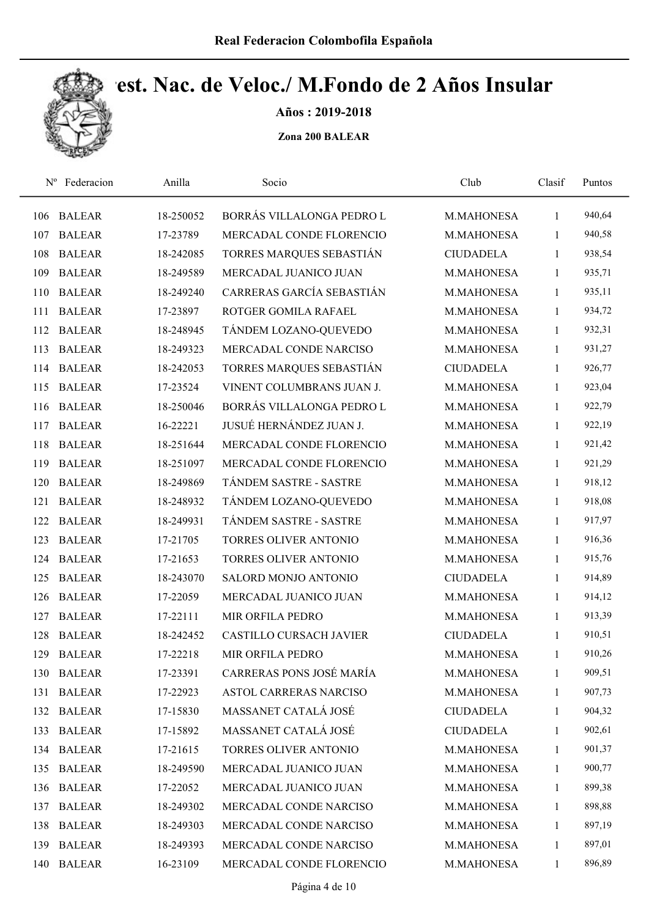**Real Federacion Colombofila Española**

# Camp. Nac. de Veloc./ M.Fondo de 2 Años Insular

**Años : 2019-2018**

**Zona 200 BALEAR**

| Nº | Federacion | Anilla | Socio | Club | Clasif | Puntos |
|---|---|---|---|---|---|---|
| 106 | BALEAR | 18-250052 | BORRÁS VILLALONGA PEDRO L | M.MAHONESA | 1 | 940,64 |
| 107 | BALEAR | 17-23789 | MERCADAL CONDE FLORENCIO | M.MAHONESA | 1 | 940,58 |
| 108 | BALEAR | 18-242085 | TORRES MARQUES SEBASTIÁN | CIUDADELA | 1 | 938,54 |
| 109 | BALEAR | 18-249589 | MERCADAL JUANICO JUAN | M.MAHONESA | 1 | 935,71 |
| 110 | BALEAR | 18-249240 | CARRERAS GARCÍA SEBASTIÁN | M.MAHONESA | 1 | 935,11 |
| 111 | BALEAR | 17-23897 | ROTGER GOMILA RAFAEL | M.MAHONESA | 1 | 934,72 |
| 112 | BALEAR | 18-248945 | TÁNDEM LOZANO-QUEVEDO | M.MAHONESA | 1 | 932,31 |
| 113 | BALEAR | 18-249323 | MERCADAL CONDE NARCISO | M.MAHONESA | 1 | 931,27 |
| 114 | BALEAR | 18-242053 | TORRES MARQUES SEBASTIÁN | CIUDADELA | 1 | 926,77 |
| 115 | BALEAR | 17-23524 | VINENT COLUMBRANS JUAN J. | M.MAHONESA | 1 | 923,04 |
| 116 | BALEAR | 18-250046 | BORRÁS VILLALONGA PEDRO L | M.MAHONESA | 1 | 922,79 |
| 117 | BALEAR | 16-22221 | JUSUÉ HERNÁNDEZ JUAN J. | M.MAHONESA | 1 | 922,19 |
| 118 | BALEAR | 18-251644 | MERCADAL CONDE FLORENCIO | M.MAHONESA | 1 | 921,42 |
| 119 | BALEAR | 18-251097 | MERCADAL CONDE FLORENCIO | M.MAHONESA | 1 | 921,29 |
| 120 | BALEAR | 18-249869 | TÁNDEM SASTRE - SASTRE | M.MAHONESA | 1 | 918,12 |
| 121 | BALEAR | 18-248932 | TÁNDEM LOZANO-QUEVEDO | M.MAHONESA | 1 | 918,08 |
| 122 | BALEAR | 18-249931 | TÁNDEM SASTRE - SASTRE | M.MAHONESA | 1 | 917,97 |
| 123 | BALEAR | 17-21705 | TORRES OLIVER ANTONIO | M.MAHONESA | 1 | 916,36 |
| 124 | BALEAR | 17-21653 | TORRES OLIVER ANTONIO | M.MAHONESA | 1 | 915,76 |
| 125 | BALEAR | 18-243070 | SALORD MONJO ANTONIO | CIUDADELA | 1 | 914,89 |
| 126 | BALEAR | 17-22059 | MERCADAL JUANICO JUAN | M.MAHONESA | 1 | 914,12 |
| 127 | BALEAR | 17-22111 | MIR ORFILA PEDRO | M.MAHONESA | 1 | 913,39 |
| 128 | BALEAR | 18-242452 | CASTILLO CURSACH JAVIER | CIUDADELA | 1 | 910,51 |
| 129 | BALEAR | 17-22218 | MIR ORFILA PEDRO | M.MAHONESA | 1 | 910,26 |
| 130 | BALEAR | 17-23391 | CARRERAS PONS JOSÉ MARÍA | M.MAHONESA | 1 | 909,51 |
| 131 | BALEAR | 17-22923 | ASTOL CARRERAS NARCISO | M.MAHONESA | 1 | 907,73 |
| 132 | BALEAR | 17-15830 | MASSANET CATALÁ JOSÉ | CIUDADELA | 1 | 904,32 |
| 133 | BALEAR | 17-15892 | MASSANET CATALÁ JOSÉ | CIUDADELA | 1 | 902,61 |
| 134 | BALEAR | 17-21615 | TORRES OLIVER ANTONIO | M.MAHONESA | 1 | 901,37 |
| 135 | BALEAR | 18-249590 | MERCADAL JUANICO JUAN | M.MAHONESA | 1 | 900,77 |
| 136 | BALEAR | 17-22052 | MERCADAL JUANICO JUAN | M.MAHONESA | 1 | 899,38 |
| 137 | BALEAR | 18-249302 | MERCADAL CONDE NARCISO | M.MAHONESA | 1 | 898,88 |
| 138 | BALEAR | 18-249303 | MERCADAL CONDE NARCISO | M.MAHONESA | 1 | 897,19 |
| 139 | BALEAR | 18-249393 | MERCADAL CONDE NARCISO | M.MAHONESA | 1 | 897,01 |
| 140 | BALEAR | 16-23109 | MERCADAL CONDE FLORENCIO | M.MAHONESA | 1 | 896,89 |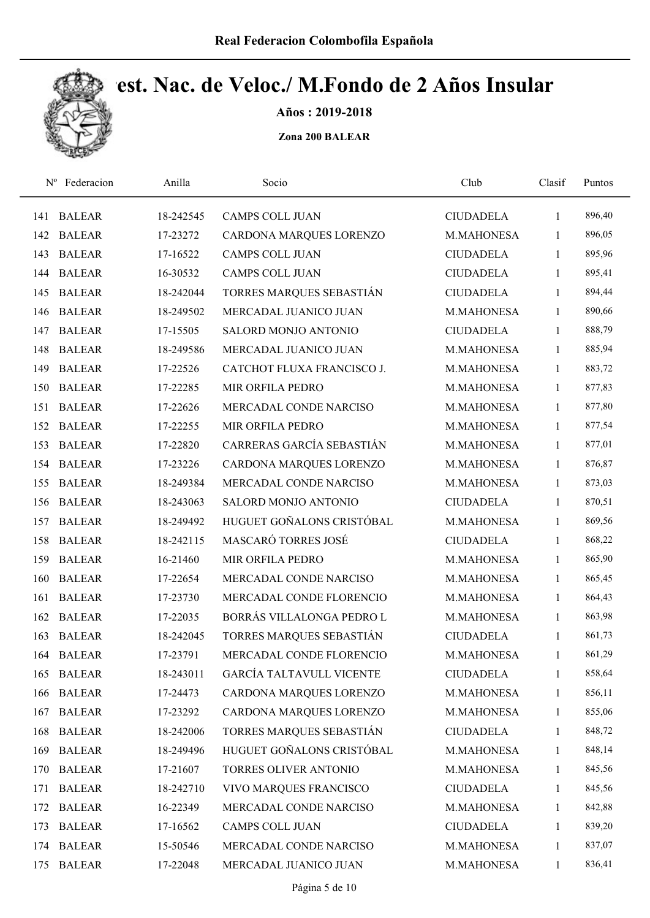# Campeonato Nac. de Veloc./ M.Fondo de 2 Años Insular

**Años : 2019-2018**

**Zona 200 BALEAR**

| Nº | Federacion | Anilla | Socio | Club | Clasif | Puntos |
|---|---|---|---|---|---|---|
| 141 | BALEAR | 18-242545 | CAMPS COLL JUAN | CIUDADELA | 1 | 896,40 |
| 142 | BALEAR | 17-23272 | CARDONA MARQUES LORENZO | M.MAHONESA | 1 | 896,05 |
| 143 | BALEAR | 17-16522 | CAMPS COLL JUAN | CIUDADELA | 1 | 895,96 |
| 144 | BALEAR | 16-30532 | CAMPS COLL JUAN | CIUDADELA | 1 | 895,41 |
| 145 | BALEAR | 18-242044 | TORRES MARQUES SEBASTIÁN | CIUDADELA | 1 | 894,44 |
| 146 | BALEAR | 18-249502 | MERCADAL JUANICO JUAN | M.MAHONESA | 1 | 890,66 |
| 147 | BALEAR | 17-15505 | SALORD MONJO ANTONIO | CIUDADELA | 1 | 888,79 |
| 148 | BALEAR | 18-249586 | MERCADAL JUANICO JUAN | M.MAHONESA | 1 | 885,94 |
| 149 | BALEAR | 17-22526 | CATCHOT FLUXA FRANCISCO J. | M.MAHONESA | 1 | 883,72 |
| 150 | BALEAR | 17-22285 | MIR ORFILA PEDRO | M.MAHONESA | 1 | 877,83 |
| 151 | BALEAR | 17-22626 | MERCADAL CONDE NARCISO | M.MAHONESA | 1 | 877,80 |
| 152 | BALEAR | 17-22255 | MIR ORFILA PEDRO | M.MAHONESA | 1 | 877,54 |
| 153 | BALEAR | 17-22820 | CARRERAS GARCÍA SEBASTIÁN | M.MAHONESA | 1 | 877,01 |
| 154 | BALEAR | 17-23226 | CARDONA MARQUES LORENZO | M.MAHONESA | 1 | 876,87 |
| 155 | BALEAR | 18-249384 | MERCADAL CONDE NARCISO | M.MAHONESA | 1 | 873,03 |
| 156 | BALEAR | 18-243063 | SALORD MONJO ANTONIO | CIUDADELA | 1 | 870,51 |
| 157 | BALEAR | 18-249492 | HUGUET GOÑALONS CRISTÓBAL | M.MAHONESA | 1 | 869,56 |
| 158 | BALEAR | 18-242115 | MASCARÓ TORRES JOSÉ | CIUDADELA | 1 | 868,22 |
| 159 | BALEAR | 16-21460 | MIR ORFILA PEDRO | M.MAHONESA | 1 | 865,90 |
| 160 | BALEAR | 17-22654 | MERCADAL CONDE NARCISO | M.MAHONESA | 1 | 865,45 |
| 161 | BALEAR | 17-23730 | MERCADAL CONDE FLORENCIO | M.MAHONESA | 1 | 864,43 |
| 162 | BALEAR | 17-22035 | BORRÁS VILLALONGA PEDRO L | M.MAHONESA | 1 | 863,98 |
| 163 | BALEAR | 18-242045 | TORRES MARQUES SEBASTIÁN | CIUDADELA | 1 | 861,73 |
| 164 | BALEAR | 17-23791 | MERCADAL CONDE FLORENCIO | M.MAHONESA | 1 | 861,29 |
| 165 | BALEAR | 18-243011 | GARCÍA TALTAVULL VICENTE | CIUDADELA | 1 | 858,64 |
| 166 | BALEAR | 17-24473 | CARDONA MARQUES LORENZO | M.MAHONESA | 1 | 856,11 |
| 167 | BALEAR | 17-23292 | CARDONA MARQUES LORENZO | M.MAHONESA | 1 | 855,06 |
| 168 | BALEAR | 18-242006 | TORRES MARQUES SEBASTIÁN | CIUDADELA | 1 | 848,72 |
| 169 | BALEAR | 18-249496 | HUGUET GOÑALONS CRISTÓBAL | M.MAHONESA | 1 | 848,14 |
| 170 | BALEAR | 17-21607 | TORRES OLIVER ANTONIO | M.MAHONESA | 1 | 845,56 |
| 171 | BALEAR | 18-242710 | VIVO MARQUES FRANCISCO | CIUDADELA | 1 | 845,56 |
| 172 | BALEAR | 16-22349 | MERCADAL CONDE NARCISO | M.MAHONESA | 1 | 842,88 |
| 173 | BALEAR | 17-16562 | CAMPS COLL JUAN | CIUDADELA | 1 | 839,20 |
| 174 | BALEAR | 15-50546 | MERCADAL CONDE NARCISO | M.MAHONESA | 1 | 837,07 |
| 175 | BALEAR | 17-22048 | MERCADAL JUANICO JUAN | M.MAHONESA | 1 | 836,41 |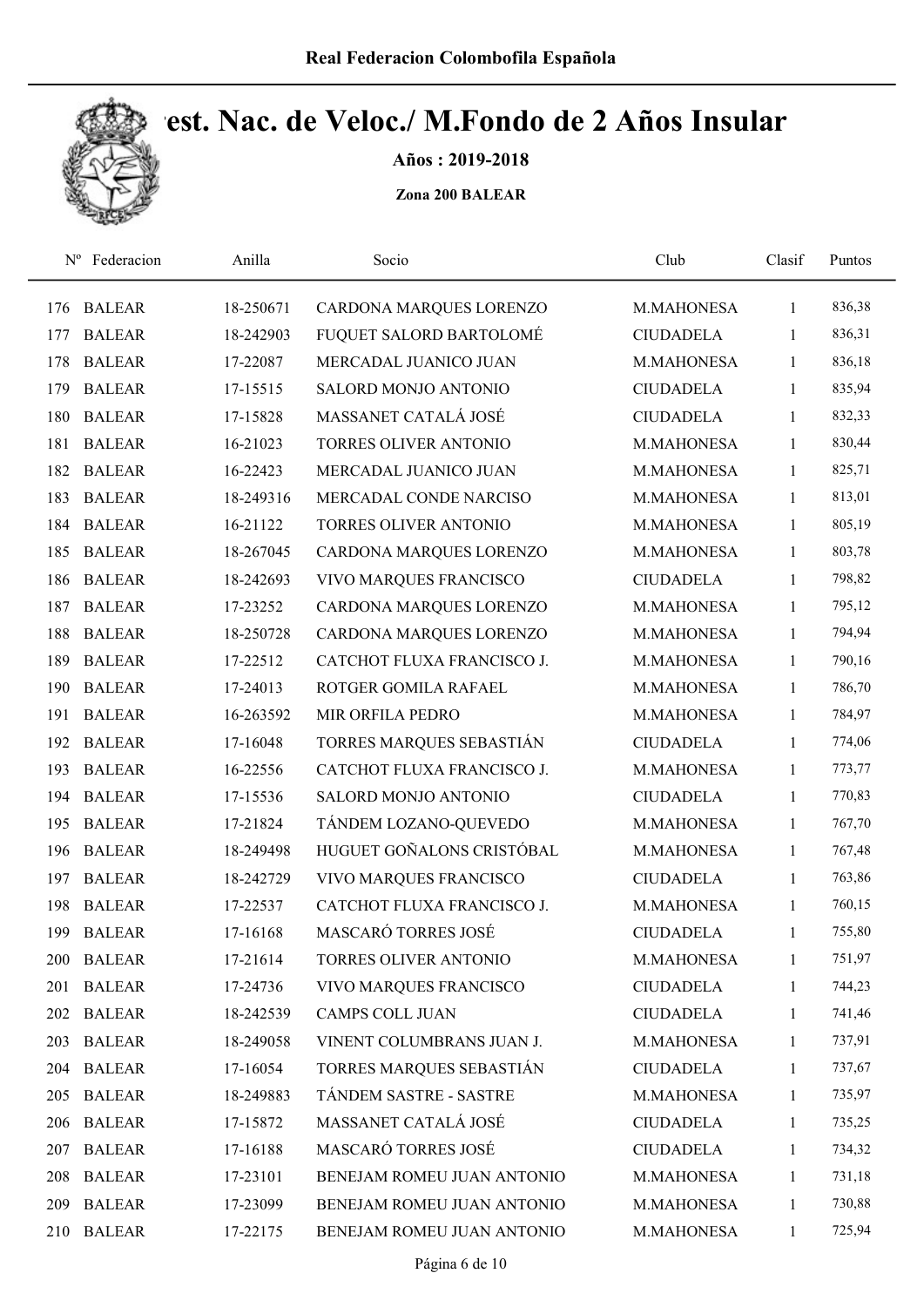Real Federacion Colombofila Española

# Camp. Nac. de Veloc./ M.Fondo de 2 Años Insular

**Años : 2019-2018**

**Zona 200 BALEAR**

| Nº | Federacion | Anilla | Socio | Club | Clasif | Puntos |
|---|---|---|---|---|---|---|
| 176 | BALEAR | 18-250671 | CARDONA MARQUES LORENZO | M.MAHONESA | 1 | 836,38 |
| 177 | BALEAR | 18-242903 | FUQUET SALORD BARTOLOMÉ | CIUDADELA | 1 | 836,31 |
| 178 | BALEAR | 17-22087 | MERCADAL JUANICO JUAN | M.MAHONESA | 1 | 836,18 |
| 179 | BALEAR | 17-15515 | SALORD MONJO ANTONIO | CIUDADELA | 1 | 835,94 |
| 180 | BALEAR | 17-15828 | MASSANET CATALÁ JOSÉ | CIUDADELA | 1 | 832,33 |
| 181 | BALEAR | 16-21023 | TORRES OLIVER ANTONIO | M.MAHONESA | 1 | 830,44 |
| 182 | BALEAR | 16-22423 | MERCADAL JUANICO JUAN | M.MAHONESA | 1 | 825,71 |
| 183 | BALEAR | 18-249316 | MERCADAL CONDE NARCISO | M.MAHONESA | 1 | 813,01 |
| 184 | BALEAR | 16-21122 | TORRES OLIVER ANTONIO | M.MAHONESA | 1 | 805,19 |
| 185 | BALEAR | 18-267045 | CARDONA MARQUES LORENZO | M.MAHONESA | 1 | 803,78 |
| 186 | BALEAR | 18-242693 | VIVO MARQUES FRANCISCO | CIUDADELA | 1 | 798,82 |
| 187 | BALEAR | 17-23252 | CARDONA MARQUES LORENZO | M.MAHONESA | 1 | 795,12 |
| 188 | BALEAR | 18-250728 | CARDONA MARQUES LORENZO | M.MAHONESA | 1 | 794,94 |
| 189 | BALEAR | 17-22512 | CATCHOT FLUXA FRANCISCO J. | M.MAHONESA | 1 | 790,16 |
| 190 | BALEAR | 17-24013 | ROTGER GOMILA RAFAEL | M.MAHONESA | 1 | 786,70 |
| 191 | BALEAR | 16-263592 | MIR ORFILA PEDRO | M.MAHONESA | 1 | 784,97 |
| 192 | BALEAR | 17-16048 | TORRES MARQUES SEBASTIÁN | CIUDADELA | 1 | 774,06 |
| 193 | BALEAR | 16-22556 | CATCHOT FLUXA FRANCISCO J. | M.MAHONESA | 1 | 773,77 |
| 194 | BALEAR | 17-15536 | SALORD MONJO ANTONIO | CIUDADELA | 1 | 770,83 |
| 195 | BALEAR | 17-21824 | TÁNDEM LOZANO-QUEVEDO | M.MAHONESA | 1 | 767,70 |
| 196 | BALEAR | 18-249498 | HUGUET GOÑALONS CRISTÓBAL | M.MAHONESA | 1 | 767,48 |
| 197 | BALEAR | 18-242729 | VIVO MARQUES FRANCISCO | CIUDADELA | 1 | 763,86 |
| 198 | BALEAR | 17-22537 | CATCHOT FLUXA FRANCISCO J. | M.MAHONESA | 1 | 760,15 |
| 199 | BALEAR | 17-16168 | MASCARÓ TORRES JOSÉ | CIUDADELA | 1 | 755,80 |
| 200 | BALEAR | 17-21614 | TORRES OLIVER ANTONIO | M.MAHONESA | 1 | 751,97 |
| 201 | BALEAR | 17-24736 | VIVO MARQUES FRANCISCO | CIUDADELA | 1 | 744,23 |
| 202 | BALEAR | 18-242539 | CAMPS COLL JUAN | CIUDADELA | 1 | 741,46 |
| 203 | BALEAR | 18-249058 | VINENT COLUMBRANS JUAN J. | M.MAHONESA | 1 | 737,91 |
| 204 | BALEAR | 17-16054 | TORRES MARQUES SEBASTIÁN | CIUDADELA | 1 | 737,67 |
| 205 | BALEAR | 18-249883 | TÁNDEM SASTRE - SASTRE | M.MAHONESA | 1 | 735,97 |
| 206 | BALEAR | 17-15872 | MASSANET CATALÁ JOSÉ | CIUDADELA | 1 | 735,25 |
| 207 | BALEAR | 17-16188 | MASCARÓ TORRES JOSÉ | CIUDADELA | 1 | 734,32 |
| 208 | BALEAR | 17-23101 | BENEJAM ROMEU JUAN ANTONIO | M.MAHONESA | 1 | 731,18 |
| 209 | BALEAR | 17-23099 | BENEJAM ROMEU JUAN ANTONIO | M.MAHONESA | 1 | 730,88 |
| 210 | BALEAR | 17-22175 | BENEJAM ROMEU JUAN ANTONIO | M.MAHONESA | 1 | 725,94 |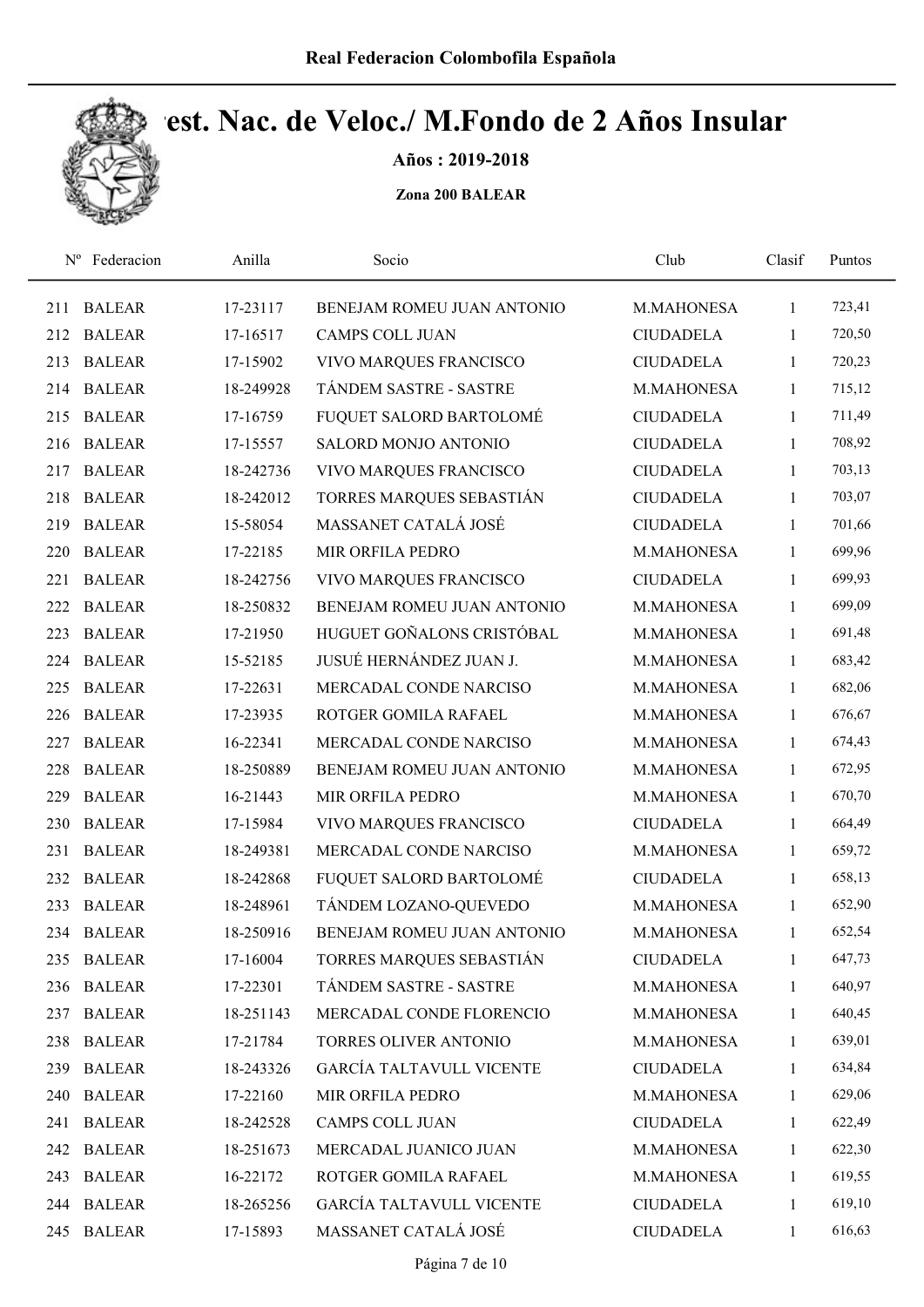# Real Federacion Colombofila Española

# Camp. Nac. de Veloc./ M.Fondo de 2 Años Insular

**Años : 2019-2018**

**Zona 200 BALEAR**

| Nº | Federacion | Anilla | Socio | Club | Clasif | Puntos |
|---|---|---|---|---|---|---|
| 211 | BALEAR | 17-23117 | BENEJAM ROMEU JUAN ANTONIO | M.MAHONESA | 1 | 723,41 |
| 212 | BALEAR | 17-16517 | CAMPS COLL JUAN | CIUDADELA | 1 | 720,50 |
| 213 | BALEAR | 17-15902 | VIVO MARQUES FRANCISCO | CIUDADELA | 1 | 720,23 |
| 214 | BALEAR | 18-249928 | TÁNDEM SASTRE - SASTRE | M.MAHONESA | 1 | 715,12 |
| 215 | BALEAR | 17-16759 | FUQUET SALORD BARTOLOMÉ | CIUDADELA | 1 | 711,49 |
| 216 | BALEAR | 17-15557 | SALORD MONJO ANTONIO | CIUDADELA | 1 | 708,92 |
| 217 | BALEAR | 18-242736 | VIVO MARQUES FRANCISCO | CIUDADELA | 1 | 703,13 |
| 218 | BALEAR | 18-242012 | TORRES MARQUES SEBASTIÁN | CIUDADELA | 1 | 703,07 |
| 219 | BALEAR | 15-58054 | MASSANET CATALÁ JOSÉ | CIUDADELA | 1 | 701,66 |
| 220 | BALEAR | 17-22185 | MIR ORFILA PEDRO | M.MAHONESA | 1 | 699,96 |
| 221 | BALEAR | 18-242756 | VIVO MARQUES FRANCISCO | CIUDADELA | 1 | 699,93 |
| 222 | BALEAR | 18-250832 | BENEJAM ROMEU JUAN ANTONIO | M.MAHONESA | 1 | 699,09 |
| 223 | BALEAR | 17-21950 | HUGUET GOÑALONS CRISTÓBAL | M.MAHONESA | 1 | 691,48 |
| 224 | BALEAR | 15-52185 | JUSUÉ HERNÁNDEZ JUAN J. | M.MAHONESA | 1 | 683,42 |
| 225 | BALEAR | 17-22631 | MERCADAL CONDE NARCISO | M.MAHONESA | 1 | 682,06 |
| 226 | BALEAR | 17-23935 | ROTGER GOMILA RAFAEL | M.MAHONESA | 1 | 676,67 |
| 227 | BALEAR | 16-22341 | MERCADAL CONDE NARCISO | M.MAHONESA | 1 | 674,43 |
| 228 | BALEAR | 18-250889 | BENEJAM ROMEU JUAN ANTONIO | M.MAHONESA | 1 | 672,95 |
| 229 | BALEAR | 16-21443 | MIR ORFILA PEDRO | M.MAHONESA | 1 | 670,70 |
| 230 | BALEAR | 17-15984 | VIVO MARQUES FRANCISCO | CIUDADELA | 1 | 664,49 |
| 231 | BALEAR | 18-249381 | MERCADAL CONDE NARCISO | M.MAHONESA | 1 | 659,72 |
| 232 | BALEAR | 18-242868 | FUQUET SALORD BARTOLOMÉ | CIUDADELA | 1 | 658,13 |
| 233 | BALEAR | 18-248961 | TÁNDEM LOZANO-QUEVEDO | M.MAHONESA | 1 | 652,90 |
| 234 | BALEAR | 18-250916 | BENEJAM ROMEU JUAN ANTONIO | M.MAHONESA | 1 | 652,54 |
| 235 | BALEAR | 17-16004 | TORRES MARQUES SEBASTIÁN | CIUDADELA | 1 | 647,73 |
| 236 | BALEAR | 17-22301 | TÁNDEM SASTRE - SASTRE | M.MAHONESA | 1 | 640,97 |
| 237 | BALEAR | 18-251143 | MERCADAL CONDE FLORENCIO | M.MAHONESA | 1 | 640,45 |
| 238 | BALEAR | 17-21784 | TORRES OLIVER ANTONIO | M.MAHONESA | 1 | 639,01 |
| 239 | BALEAR | 18-243326 | GARCÍA TALTAVULL VICENTE | CIUDADELA | 1 | 634,84 |
| 240 | BALEAR | 17-22160 | MIR ORFILA PEDRO | M.MAHONESA | 1 | 629,06 |
| 241 | BALEAR | 18-242528 | CAMPS COLL JUAN | CIUDADELA | 1 | 622,49 |
| 242 | BALEAR | 18-251673 | MERCADAL JUANICO JUAN | M.MAHONESA | 1 | 622,30 |
| 243 | BALEAR | 16-22172 | ROTGER GOMILA RAFAEL | M.MAHONESA | 1 | 619,55 |
| 244 | BALEAR | 18-265256 | GARCÍA TALTAVULL VICENTE | CIUDADELA | 1 | 619,10 |
| 245 | BALEAR | 17-15893 | MASSANET CATALÁ JOSÉ | CIUDADELA | 1 | 616,63 |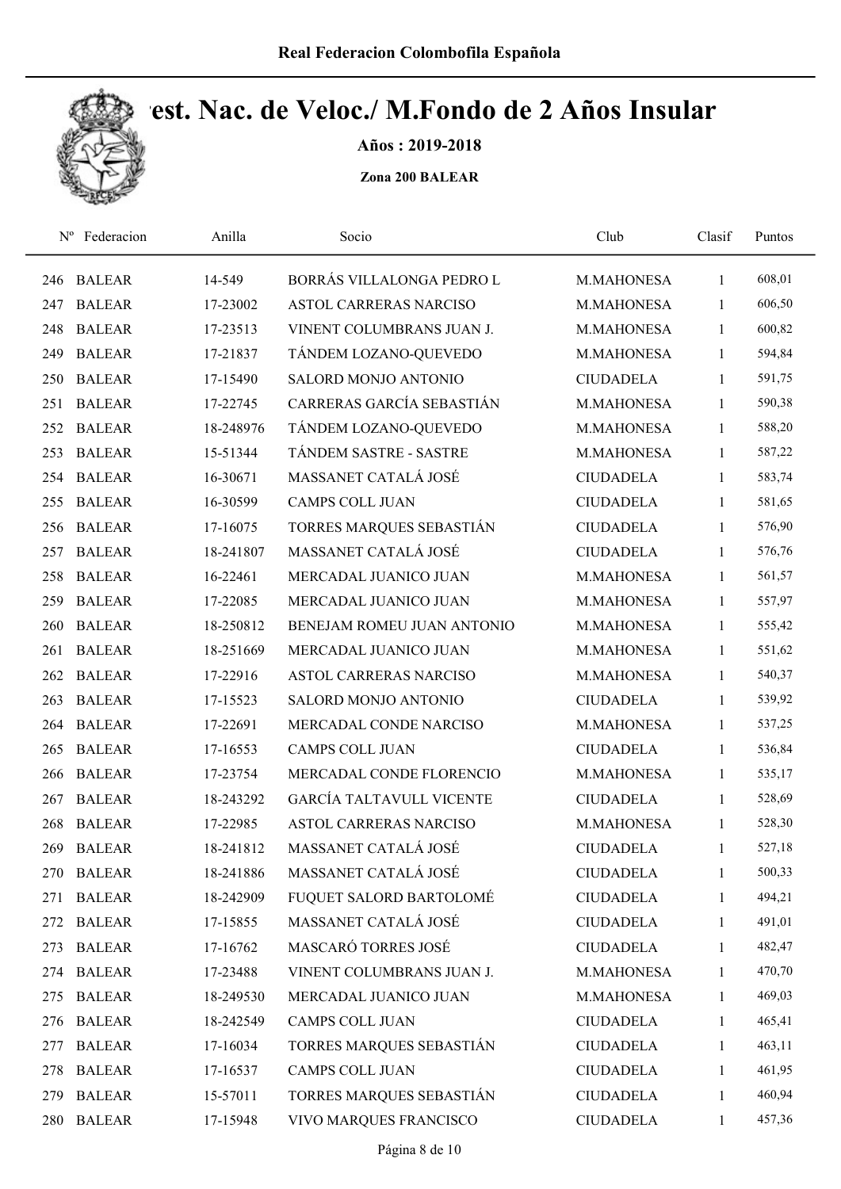# Real Federacion Colombofila Española

## Campeonato/Est. Nac. de Veloc./ M.Fondo de 2 Años Insular

**Años : 2019-2018**

**Zona 200 BALEAR**

| Nº | Federacion | Anilla | Socio | Club | Clasif | Puntos |
|---|---|---|---|---|---|---|
| 246 | BALEAR | 14-549 | BORRÁS VILLALONGA PEDRO L | M.MAHONESA | 1 | 608,01 |
| 247 | BALEAR | 17-23002 | ASTOL CARRERAS NARCISO | M.MAHONESA | 1 | 606,50 |
| 248 | BALEAR | 17-23513 | VINENT COLUMBRANS JUAN J. | M.MAHONESA | 1 | 600,82 |
| 249 | BALEAR | 17-21837 | TÁNDEM LOZANO-QUEVEDO | M.MAHONESA | 1 | 594,84 |
| 250 | BALEAR | 17-15490 | SALORD MONJO ANTONIO | CIUDADELA | 1 | 591,75 |
| 251 | BALEAR | 17-22745 | CARRERAS GARCÍA SEBASTIÁN | M.MAHONESA | 1 | 590,38 |
| 252 | BALEAR | 18-248976 | TÁNDEM LOZANO-QUEVEDO | M.MAHONESA | 1 | 588,20 |
| 253 | BALEAR | 15-51344 | TÁNDEM SASTRE - SASTRE | M.MAHONESA | 1 | 587,22 |
| 254 | BALEAR | 16-30671 | MASSANET CATALÁ JOSÉ | CIUDADELA | 1 | 583,74 |
| 255 | BALEAR | 16-30599 | CAMPS COLL JUAN | CIUDADELA | 1 | 581,65 |
| 256 | BALEAR | 17-16075 | TORRES MARQUES SEBASTIÁN | CIUDADELA | 1 | 576,90 |
| 257 | BALEAR | 18-241807 | MASSANET CATALÁ JOSÉ | CIUDADELA | 1 | 576,76 |
| 258 | BALEAR | 16-22461 | MERCADAL JUANICO JUAN | M.MAHONESA | 1 | 561,57 |
| 259 | BALEAR | 17-22085 | MERCADAL JUANICO JUAN | M.MAHONESA | 1 | 557,97 |
| 260 | BALEAR | 18-250812 | BENEJAM ROMEU JUAN ANTONIO | M.MAHONESA | 1 | 555,42 |
| 261 | BALEAR | 18-251669 | MERCADAL JUANICO JUAN | M.MAHONESA | 1 | 551,62 |
| 262 | BALEAR | 17-22916 | ASTOL CARRERAS NARCISO | M.MAHONESA | 1 | 540,37 |
| 263 | BALEAR | 17-15523 | SALORD MONJO ANTONIO | CIUDADELA | 1 | 539,92 |
| 264 | BALEAR | 17-22691 | MERCADAL CONDE NARCISO | M.MAHONESA | 1 | 537,25 |
| 265 | BALEAR | 17-16553 | CAMPS COLL JUAN | CIUDADELA | 1 | 536,84 |
| 266 | BALEAR | 17-23754 | MERCADAL CONDE FLORENCIO | M.MAHONESA | 1 | 535,17 |
| 267 | BALEAR | 18-243292 | GARCÍA TALTAVULL VICENTE | CIUDADELA | 1 | 528,69 |
| 268 | BALEAR | 17-22985 | ASTOL CARRERAS NARCISO | M.MAHONESA | 1 | 528,30 |
| 269 | BALEAR | 18-241812 | MASSANET CATALÁ JOSÉ | CIUDADELA | 1 | 527,18 |
| 270 | BALEAR | 18-241886 | MASSANET CATALÁ JOSÉ | CIUDADELA | 1 | 500,33 |
| 271 | BALEAR | 18-242909 | FUQUET SALORD BARTOLOMÉ | CIUDADELA | 1 | 494,21 |
| 272 | BALEAR | 17-15855 | MASSANET CATALÁ JOSÉ | CIUDADELA | 1 | 491,01 |
| 273 | BALEAR | 17-16762 | MASCARÓ TORRES JOSÉ | CIUDADELA | 1 | 482,47 |
| 274 | BALEAR | 17-23488 | VINENT COLUMBRANS JUAN J. | M.MAHONESA | 1 | 470,70 |
| 275 | BALEAR | 18-249530 | MERCADAL JUANICO JUAN | M.MAHONESA | 1 | 469,03 |
| 276 | BALEAR | 18-242549 | CAMPS COLL JUAN | CIUDADELA | 1 | 465,41 |
| 277 | BALEAR | 17-16034 | TORRES MARQUES SEBASTIÁN | CIUDADELA | 1 | 463,11 |
| 278 | BALEAR | 17-16537 | CAMPS COLL JUAN | CIUDADELA | 1 | 461,95 |
| 279 | BALEAR | 15-57011 | TORRES MARQUES SEBASTIÁN | CIUDADELA | 1 | 460,94 |
| 280 | BALEAR | 17-15948 | VIVO MARQUES FRANCISCO | CIUDADELA | 1 | 457,36 |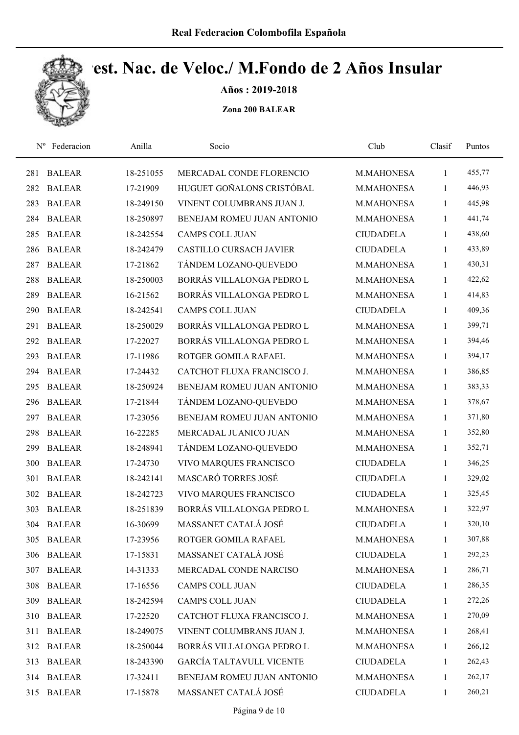# Real Federacion Colombofila Española

## Test. Nac. de Veloc./ M.Fondo de 2 Años Insular

**Años : 2019-2018**

**Zona 200 BALEAR**

| Nº | Federacion | Anilla | Socio | Club | Clasif | Puntos |
|---|---|---|---|---|---|---|
| 281 | BALEAR | 18-251055 | MERCADAL CONDE FLORENCIO | M.MAHONESA | 1 | 455,77 |
| 282 | BALEAR | 17-21909 | HUGUET GOÑALONS CRISTÓBAL | M.MAHONESA | 1 | 446,93 |
| 283 | BALEAR | 18-249150 | VINENT COLUMBRANS JUAN J. | M.MAHONESA | 1 | 445,98 |
| 284 | BALEAR | 18-250897 | BENEJAM ROMEU JUAN ANTONIO | M.MAHONESA | 1 | 441,74 |
| 285 | BALEAR | 18-242554 | CAMPS COLL JUAN | CIUDADELA | 1 | 438,60 |
| 286 | BALEAR | 18-242479 | CASTILLO CURSACH JAVIER | CIUDADELA | 1 | 433,89 |
| 287 | BALEAR | 17-21862 | TÁNDEM LOZANO-QUEVEDO | M.MAHONESA | 1 | 430,31 |
| 288 | BALEAR | 18-250003 | BORRÁS VILLALONGA PEDRO L | M.MAHONESA | 1 | 422,62 |
| 289 | BALEAR | 16-21562 | BORRÁS VILLALONGA PEDRO L | M.MAHONESA | 1 | 414,83 |
| 290 | BALEAR | 18-242541 | CAMPS COLL JUAN | CIUDADELA | 1 | 409,36 |
| 291 | BALEAR | 18-250029 | BORRÁS VILLALONGA PEDRO L | M.MAHONESA | 1 | 399,71 |
| 292 | BALEAR | 17-22027 | BORRÁS VILLALONGA PEDRO L | M.MAHONESA | 1 | 394,46 |
| 293 | BALEAR | 17-11986 | ROTGER GOMILA RAFAEL | M.MAHONESA | 1 | 394,17 |
| 294 | BALEAR | 17-24432 | CATCHOT FLUXA FRANCISCO J. | M.MAHONESA | 1 | 386,85 |
| 295 | BALEAR | 18-250924 | BENEJAM ROMEU JUAN ANTONIO | M.MAHONESA | 1 | 383,33 |
| 296 | BALEAR | 17-21844 | TÁNDEM LOZANO-QUEVEDO | M.MAHONESA | 1 | 378,67 |
| 297 | BALEAR | 17-23056 | BENEJAM ROMEU JUAN ANTONIO | M.MAHONESA | 1 | 371,80 |
| 298 | BALEAR | 16-22285 | MERCADAL JUANICO JUAN | M.MAHONESA | 1 | 352,80 |
| 299 | BALEAR | 18-248941 | TÁNDEM LOZANO-QUEVEDO | M.MAHONESA | 1 | 352,71 |
| 300 | BALEAR | 17-24730 | VIVO MARQUES FRANCISCO | CIUDADELA | 1 | 346,25 |
| 301 | BALEAR | 18-242141 | MASCARÓ TORRES JOSÉ | CIUDADELA | 1 | 329,02 |
| 302 | BALEAR | 18-242723 | VIVO MARQUES FRANCISCO | CIUDADELA | 1 | 325,45 |
| 303 | BALEAR | 18-251839 | BORRÁS VILLALONGA PEDRO L | M.MAHONESA | 1 | 322,97 |
| 304 | BALEAR | 16-30699 | MASSANET CATALÁ JOSÉ | CIUDADELA | 1 | 320,10 |
| 305 | BALEAR | 17-23956 | ROTGER GOMILA RAFAEL | M.MAHONESA | 1 | 307,88 |
| 306 | BALEAR | 17-15831 | MASSANET CATALÁ JOSÉ | CIUDADELA | 1 | 292,23 |
| 307 | BALEAR | 14-31333 | MERCADAL CONDE NARCISO | M.MAHONESA | 1 | 286,71 |
| 308 | BALEAR | 17-16556 | CAMPS COLL JUAN | CIUDADELA | 1 | 286,35 |
| 309 | BALEAR | 18-242594 | CAMPS COLL JUAN | CIUDADELA | 1 | 272,26 |
| 310 | BALEAR | 17-22520 | CATCHOT FLUXA FRANCISCO J. | M.MAHONESA | 1 | 270,09 |
| 311 | BALEAR | 18-249075 | VINENT COLUMBRANS JUAN J. | M.MAHONESA | 1 | 268,41 |
| 312 | BALEAR | 18-250044 | BORRÁS VILLALONGA PEDRO L | M.MAHONESA | 1 | 266,12 |
| 313 | BALEAR | 18-243390 | GARCÍA TALTAVULL VICENTE | CIUDADELA | 1 | 262,43 |
| 314 | BALEAR | 17-32411 | BENEJAM ROMEU JUAN ANTONIO | M.MAHONESA | 1 | 262,17 |
| 315 | BALEAR | 17-15878 | MASSANET CATALÁ JOSÉ | CIUDADELA | 1 | 260,21 |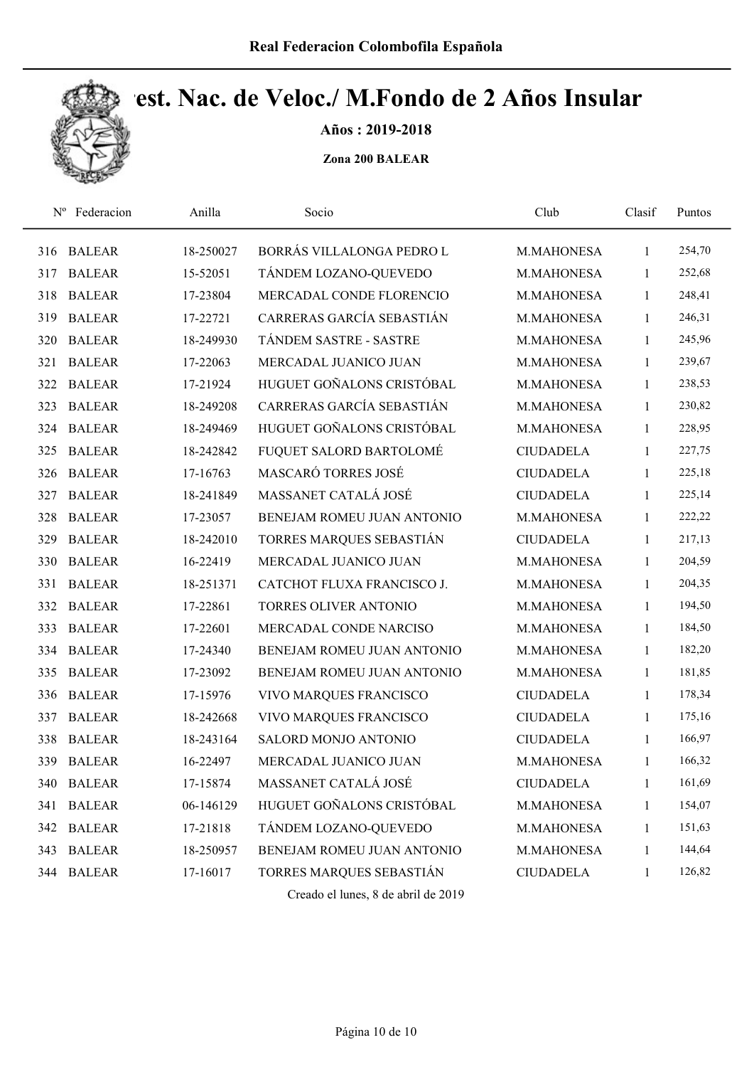# Real Federacion Colombofila Española

# Camp. Nac. de Veloc./ M.Fondo de 2 Años Insular

**Años : 2019-2018**

**Zona 200 BALEAR**

| Nº | Federacion | Anilla | Socio | Club | Clasif | Puntos |
|---|---|---|---|---|---|---|
| 316 | BALEAR | 18-250027 | BORRÁS VILLALONGA PEDRO L | M.MAHONESA | 1 | 254,70 |
| 317 | BALEAR | 15-52051 | TÁNDEM LOZANO-QUEVEDO | M.MAHONESA | 1 | 252,68 |
| 318 | BALEAR | 17-23804 | MERCADAL CONDE FLORENCIO | M.MAHONESA | 1 | 248,41 |
| 319 | BALEAR | 17-22721 | CARRERAS GARCÍA SEBASTIÁN | M.MAHONESA | 1 | 246,31 |
| 320 | BALEAR | 18-249930 | TÁNDEM SASTRE - SASTRE | M.MAHONESA | 1 | 245,96 |
| 321 | BALEAR | 17-22063 | MERCADAL JUANICO JUAN | M.MAHONESA | 1 | 239,67 |
| 322 | BALEAR | 17-21924 | HUGUET GOÑALONS CRISTÓBAL | M.MAHONESA | 1 | 238,53 |
| 323 | BALEAR | 18-249208 | CARRERAS GARCÍA SEBASTIÁN | M.MAHONESA | 1 | 230,82 |
| 324 | BALEAR | 18-249469 | HUGUET GOÑALONS CRISTÓBAL | M.MAHONESA | 1 | 228,95 |
| 325 | BALEAR | 18-242842 | FUQUET SALORD BARTOLOMÉ | CIUDADELA | 1 | 227,75 |
| 326 | BALEAR | 17-16763 | MASCARÓ TORRES JOSÉ | CIUDADELA | 1 | 225,18 |
| 327 | BALEAR | 18-241849 | MASSANET CATALÁ JOSÉ | CIUDADELA | 1 | 225,14 |
| 328 | BALEAR | 17-23057 | BENEJAM ROMEU JUAN ANTONIO | M.MAHONESA | 1 | 222,22 |
| 329 | BALEAR | 18-242010 | TORRES MARQUES SEBASTIÁN | CIUDADELA | 1 | 217,13 |
| 330 | BALEAR | 16-22419 | MERCADAL JUANICO JUAN | M.MAHONESA | 1 | 204,59 |
| 331 | BALEAR | 18-251371 | CATCHOT FLUXA FRANCISCO J. | M.MAHONESA | 1 | 204,35 |
| 332 | BALEAR | 17-22861 | TORRES OLIVER ANTONIO | M.MAHONESA | 1 | 194,50 |
| 333 | BALEAR | 17-22601 | MERCADAL CONDE NARCISO | M.MAHONESA | 1 | 184,50 |
| 334 | BALEAR | 17-24340 | BENEJAM ROMEU JUAN ANTONIO | M.MAHONESA | 1 | 182,20 |
| 335 | BALEAR | 17-23092 | BENEJAM ROMEU JUAN ANTONIO | M.MAHONESA | 1 | 181,85 |
| 336 | BALEAR | 17-15976 | VIVO MARQUES FRANCISCO | CIUDADELA | 1 | 178,34 |
| 337 | BALEAR | 18-242668 | VIVO MARQUES FRANCISCO | CIUDADELA | 1 | 175,16 |
| 338 | BALEAR | 18-243164 | SALORD MONJO ANTONIO | CIUDADELA | 1 | 166,97 |
| 339 | BALEAR | 16-22497 | MERCADAL JUANICO JUAN | M.MAHONESA | 1 | 166,32 |
| 340 | BALEAR | 17-15874 | MASSANET CATALÁ JOSÉ | CIUDADELA | 1 | 161,69 |
| 341 | BALEAR | 06-146129 | HUGUET GOÑALONS CRISTÓBAL | M.MAHONESA | 1 | 154,07 |
| 342 | BALEAR | 17-21818 | TÁNDEM LOZANO-QUEVEDO | M.MAHONESA | 1 | 151,63 |
| 343 | BALEAR | 18-250957 | BENEJAM ROMEU JUAN ANTONIO | M.MAHONESA | 1 | 144,64 |
| 344 | BALEAR | 17-16017 | TORRES MARQUES SEBASTIÁN | CIUDADELA | 1 | 126,82 |

Creado el lunes, 8 de abril de 2019